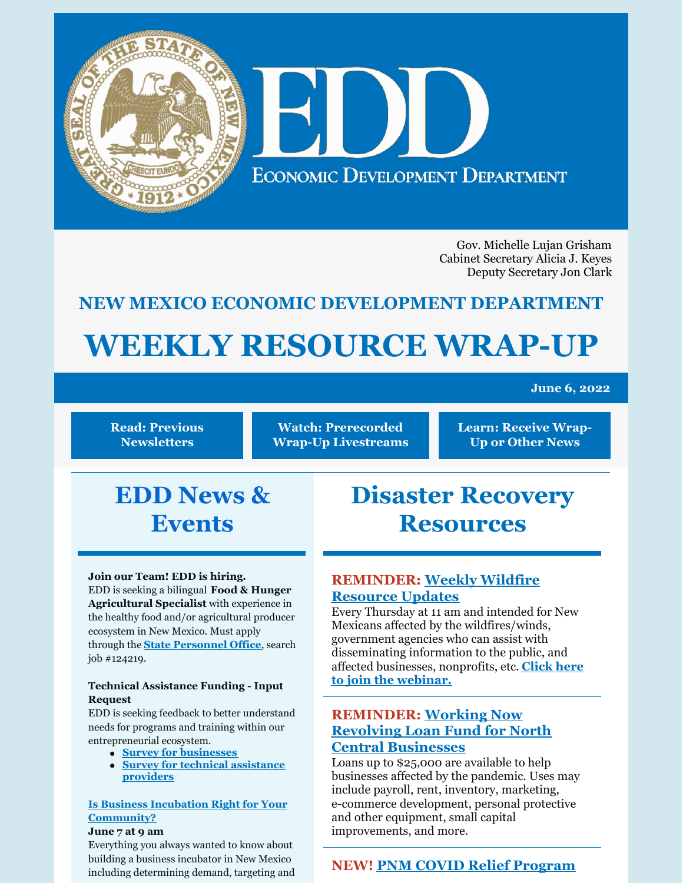# EDD

ECONOMIC DEVELOPMENT DEPARTMENT

Gov. Michelle Lujan Grisham
Cabinet Secretary Alicia J. Keyes
Deputy Secretary Jon Clark

## NEW MEXICO ECONOMIC DEVELOPMENT DEPARTMENT

# WEEKLY RESOURCE WRAP-UP

**June 6, 2022**

**Read: Previous Newsletters** | **Watch: Prerecorded Wrap-Up Livestreams** | **Learn: Receive Wrap-Up or Other News**

## EDD News & Events

**Join our Team! EDD is hiring.**
EDD is seeking a bilingual **Food & Hunger Agricultural Specialist** with experience in the healthy food and/or agricultural producer ecosystem in New Mexico. Must apply through the **State Personnel Office**, search job #124219.

**Technical Assistance Funding - Input Request**
EDD is seeking feedback to better understand needs for programs and training within our entrepreneurial ecosystem.

- **Survey for businesses**
- **Survey for technical assistance providers**

**Is Business Incubation Right for Your Community?**
**June 7 at 9 am**
Everything you always wanted to know about building a business incubator in New Mexico including determining demand, targeting and

## Disaster Recovery Resources

**REMINDER: Weekly Wildfire Resource Updates**
Every Thursday at 11 am and intended for New Mexicans affected by the wildfires/winds, government agencies who can assist with disseminating information to the public, and affected businesses, nonprofits, etc. **Click here to join the webinar.**

**REMINDER: Working Now Revolving Loan Fund for North Central Businesses**
Loans up to $25,000 are available to help businesses affected by the pandemic. Uses may include payroll, rent, inventory, marketing, e-commerce development, personal protective and other equipment, small capital improvements, and more.

**NEW! PNM COVID Relief Program**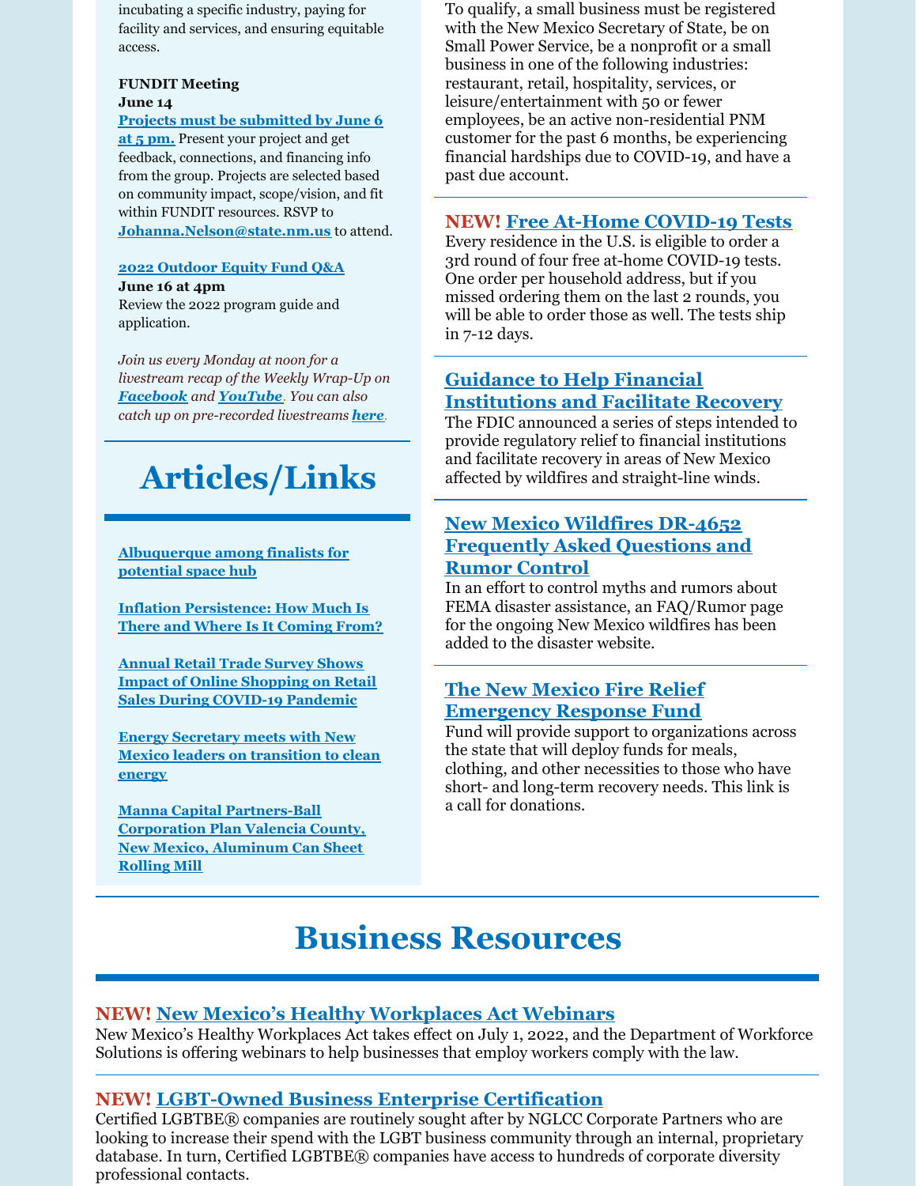incubating a specific industry, paying for facility and services, and ensuring equitable access.

**FUNDIT Meeting**
**June 14**
**Projects must be submitted by June 6 at 5 pm.** Present your project and get feedback, connections, and financing info from the group. Projects are selected based on community impact, scope/vision, and fit within FUNDIT resources. RSVP to **Johanna.Nelson@state.nm.us** to attend.

**2022 Outdoor Equity Fund Q&A**
**June 16 at 4pm**
Review the 2022 program guide and application.

*Join us every Monday at noon for a livestream recap of the Weekly Wrap-Up on **Facebook** and **YouTube**. You can also catch up on pre-recorded livestreams **here**.*

# Articles/Links

**Albuquerque among finalists for potential space hub**

**Inflation Persistence: How Much Is There and Where Is It Coming From?**

**Annual Retail Trade Survey Shows Impact of Online Shopping on Retail Sales During COVID-19 Pandemic**

**Energy Secretary meets with New Mexico leaders on transition to clean energy**

**Manna Capital Partners-Ball Corporation Plan Valencia County, New Mexico, Aluminum Can Sheet Rolling Mill**

To qualify, a small business must be registered with the New Mexico Secretary of State, be on Small Power Service, be a nonprofit or a small business in one of the following industries: restaurant, retail, hospitality, services, or leisure/entertainment with 50 or fewer employees, be an active non-residential PNM customer for the past 6 months, be experiencing financial hardships due to COVID-19, and have a past due account.

## NEW! Free At-Home COVID-19 Tests

Every residence in the U.S. is eligible to order a 3rd round of four free at-home COVID-19 tests. One order per household address, but if you missed ordering them on the last 2 rounds, you will be able to order those as well. The tests ship in 7-12 days.

## Guidance to Help Financial Institutions and Facilitate Recovery

The FDIC announced a series of steps intended to provide regulatory relief to financial institutions and facilitate recovery in areas of New Mexico affected by wildfires and straight-line winds.

## New Mexico Wildfires DR-4652 Frequently Asked Questions and Rumor Control

In an effort to control myths and rumors about FEMA disaster assistance, an FAQ/Rumor page for the ongoing New Mexico wildfires has been added to the disaster website.

## The New Mexico Fire Relief Emergency Response Fund

Fund will provide support to organizations across the state that will deploy funds for meals, clothing, and other necessities to those who have short- and long-term recovery needs. This link is a call for donations.

# Business Resources

## NEW! New Mexico's Healthy Workplaces Act Webinars

New Mexico's Healthy Workplaces Act takes effect on July 1, 2022, and the Department of Workforce Solutions is offering webinars to help businesses that employ workers comply with the law.

## NEW! LGBT-Owned Business Enterprise Certification

Certified LGBTBE® companies are routinely sought after by NGLCC Corporate Partners who are looking to increase their spend with the LGBT business community through an internal, proprietary database. In turn, Certified LGBTBE® companies have access to hundreds of corporate diversity professional contacts.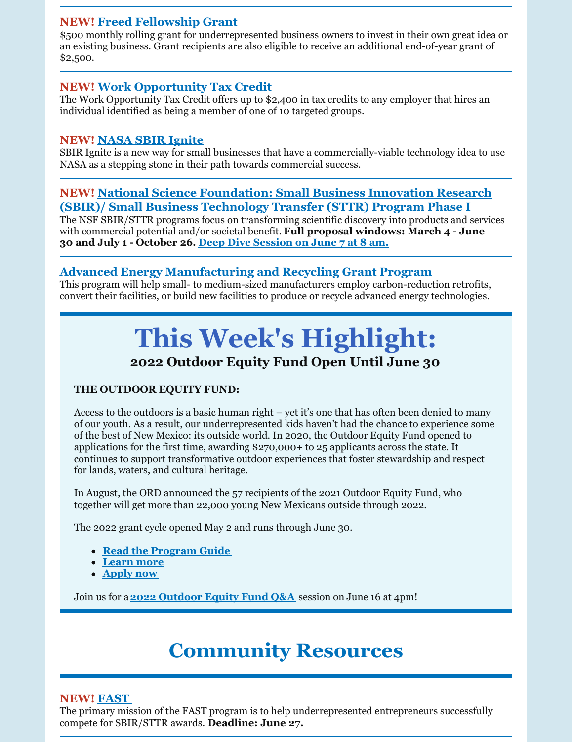**NEW! Freed Fellowship Grant**
$500 monthly rolling grant for underrepresented business owners to invest in their own great idea or an existing business. Grant recipients are also eligible to receive an additional end-of-year grant of $2,500.

---

**NEW! Work Opportunity Tax Credit**
The Work Opportunity Tax Credit offers up to $2,400 in tax credits to any employer that hires an individual identified as being a member of one of 10 targeted groups.

---

**NEW! NASA SBIR Ignite**
SBIR Ignite is a new way for small businesses that have a commercially-viable technology idea to use NASA as a stepping stone in their path towards commercial success.

---

**NEW! National Science Foundation: Small Business Innovation Research (SBIR)/ Small Business Technology Transfer (STTR) Program Phase I**
The NSF SBIR/STTR programs focus on transforming scientific discovery into products and services with commercial potential and/or societal benefit. **Full proposal windows: March 4 - June 30 and July 1 - October 26. Deep Dive Session on June 7 at 8 am.**

---

**Advanced Energy Manufacturing and Recycling Grant Program**
This program will help small- to medium-sized manufacturers employ carbon-reduction retrofits, convert their facilities, or build new facilities to produce or recycle advanced energy technologies.

---

# This Week's Highlight:

### 2022 Outdoor Equity Fund Open Until June 30

**THE OUTDOOR EQUITY FUND:**

Access to the outdoors is a basic human right – yet it's one that has often been denied to many of our youth. As a result, our underrepresented kids haven't had the chance to experience some of the best of New Mexico: its outside world. In 2020, the Outdoor Equity Fund opened to applications for the first time, awarding $270,000+ to 25 applicants across the state. It continues to support transformative outdoor experiences that foster stewardship and respect for lands, waters, and cultural heritage.

In August, the ORD announced the 57 recipients of the 2021 Outdoor Equity Fund, who together will get more than 22,000 young New Mexicans outside through 2022.

The 2022 grant cycle opened May 2 and runs through June 30.

- **Read the Program Guide**
- **Learn more**
- **Apply now**

Join us for a **2022 Outdoor Equity Fund Q&A** session on June 16 at 4pm!

---

# Community Resources

**NEW! FAST**
The primary mission of the FAST program is to help underrepresented entrepreneurs successfully compete for SBIR/STTR awards. **Deadline: June 27.**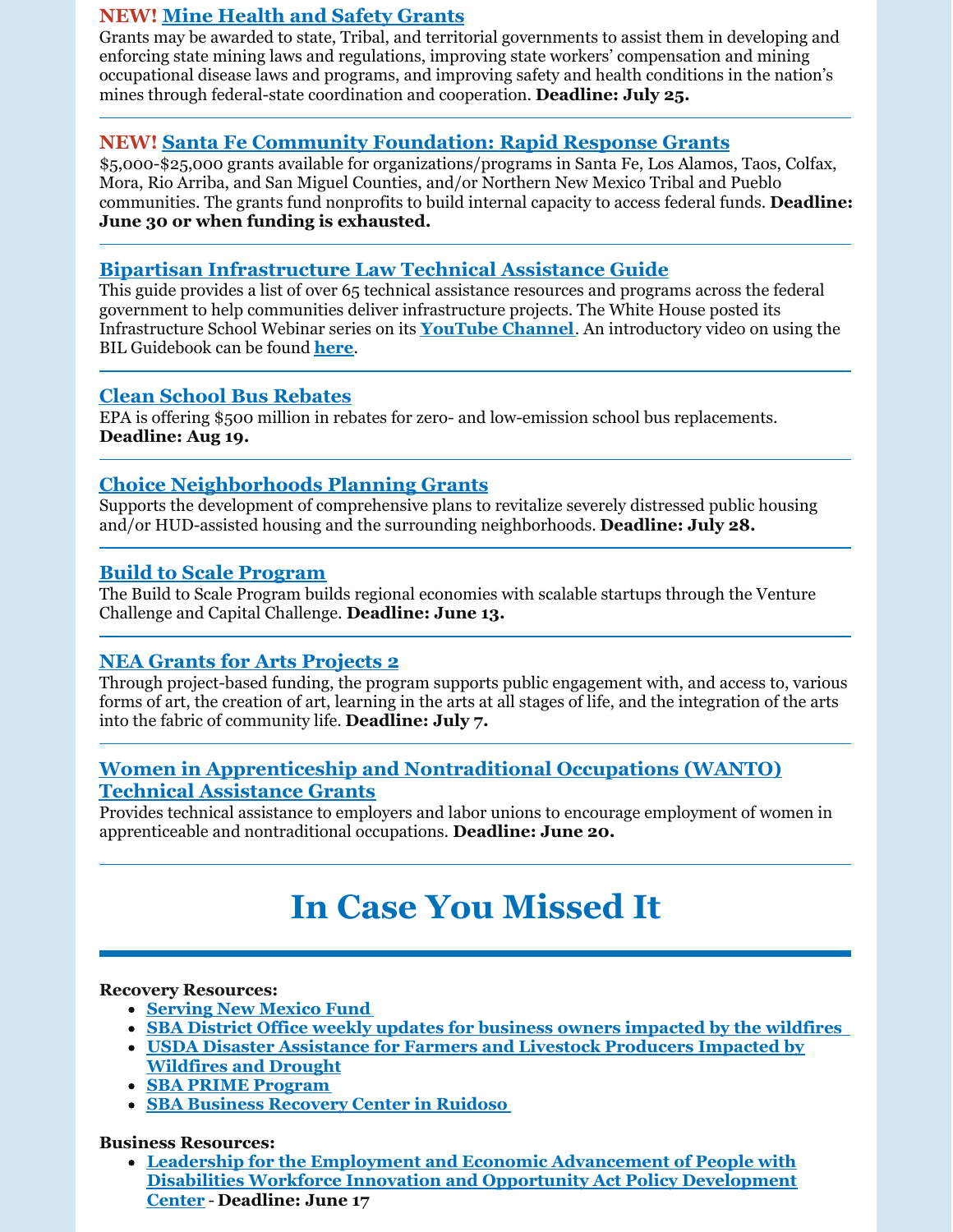**NEW!** **Mine Health and Safety Grants**

Grants may be awarded to state, Tribal, and territorial governments to assist them in developing and enforcing state mining laws and regulations, improving state workers' compensation and mining occupational disease laws and programs, and improving safety and health conditions in the nation's mines through federal-state coordination and cooperation. **Deadline: July 25.**

---

**NEW!** **Santa Fe Community Foundation: Rapid Response Grants**

$5,000-$25,000 grants available for organizations/programs in Santa Fe, Los Alamos, Taos, Colfax, Mora, Rio Arriba, and San Miguel Counties, and/or Northern New Mexico Tribal and Pueblo communities. The grants fund nonprofits to build internal capacity to access federal funds. **Deadline: June 30 or when funding is exhausted.**

---

**Bipartisan Infrastructure Law Technical Assistance Guide**

This guide provides a list of over 65 technical assistance resources and programs across the federal government to help communities deliver infrastructure projects. The White House posted its Infrastructure School Webinar series on its **YouTube Channel**. An introductory video on using the BIL Guidebook can be found **here**.

---

**Clean School Bus Rebates**

EPA is offering $500 million in rebates for zero- and low-emission school bus replacements. **Deadline: Aug 19.**

---

**Choice Neighborhoods Planning Grants**

Supports the development of comprehensive plans to revitalize severely distressed public housing and/or HUD-assisted housing and the surrounding neighborhoods. **Deadline: July 28.**

---

**Build to Scale Program**

The Build to Scale Program builds regional economies with scalable startups through the Venture Challenge and Capital Challenge. **Deadline: June 13.**

---

**NEA Grants for Arts Projects 2**

Through project-based funding, the program supports public engagement with, and access to, various forms of art, the creation of art, learning in the arts at all stages of life, and the integration of the arts into the fabric of community life. **Deadline: July 7.**

---

**Women in Apprenticeship and Nontraditional Occupations (WANTO) Technical Assistance Grants**

Provides technical assistance to employers and labor unions to encourage employment of women in apprenticeable and nontraditional occupations. **Deadline: June 20.**

---

# In Case You Missed It

**Recovery Resources:**

- Serving New Mexico Fund
- SBA District Office weekly updates for business owners impacted by the wildfires
- USDA Disaster Assistance for Farmers and Livestock Producers Impacted by Wildfires and Drought
- SBA PRIME Program
- SBA Business Recovery Center in Ruidoso

**Business Resources:**

- **Leadership for the Employment and Economic Advancement of People with Disabilities Workforce Innovation and Opportunity Act Policy Development Center** - **Deadline: June 17**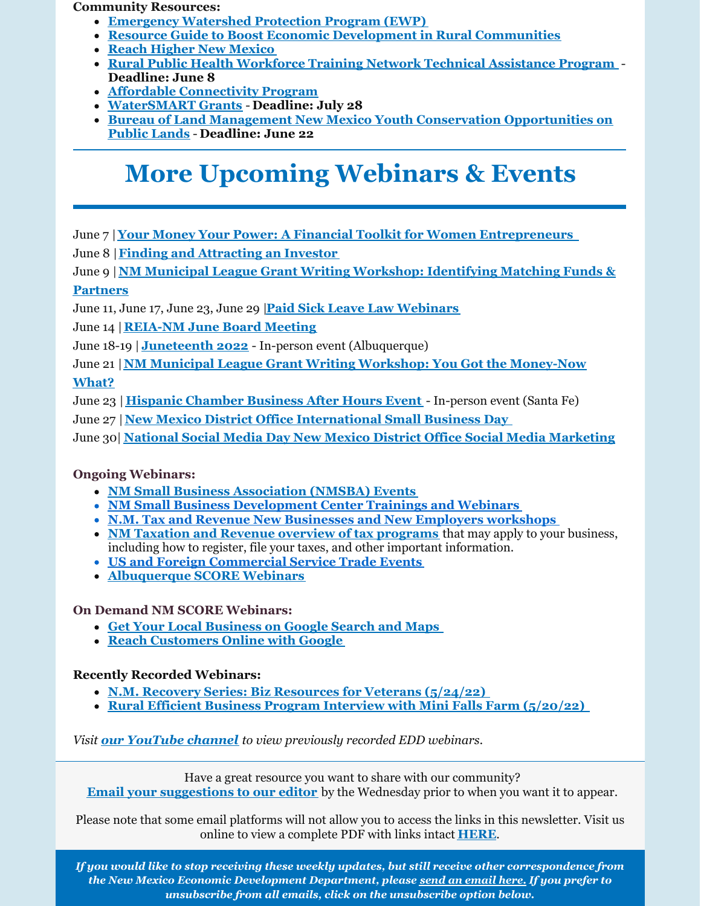**Community Resources:**

- **Emergency Watershed Protection Program (EWP)**
- **Resource Guide to Boost Economic Development in Rural Communities**
- **Reach Higher New Mexico**
- **Rural Public Health Workforce Training Network Technical Assistance Program - Deadline: June 8**
- **Affordable Connectivity Program**
- **WaterSMART Grants - Deadline: July 28**
- **Bureau of Land Management New Mexico Youth Conservation Opportunities on Public Lands - Deadline: June 22**

# More Upcoming Webinars & Events

June 7 | **Your Money Your Power: A Financial Toolkit for Women Entrepreneurs**

June 8 | **Finding and Attracting an Investor**

June 9 | **NM Municipal League Grant Writing Workshop: Identifying Matching Funds & Partners**

June 11, June 17, June 23, June 29 | **Paid Sick Leave Law Webinars**

June 14 | **REIA-NM June Board Meeting**

June 18-19 | **Juneteenth 2022** - In-person event (Albuquerque)

June 21 | **NM Municipal League Grant Writing Workshop: You Got the Money-Now What?**

June 23 | **Hispanic Chamber Business After Hours Event** - In-person event (Santa Fe)

June 27 | **New Mexico District Office International Small Business Day**

June 30| **National Social Media Day New Mexico District Office Social Media Marketing**

**Ongoing Webinars:**

- **NM Small Business Association (NMSBA) Events**
- **NM Small Business Development Center Trainings and Webinars**
- **N.M. Tax and Revenue New Businesses and New Employers workshops**
- **NM Taxation and Revenue overview of tax programs** that may apply to your business, including how to register, file your taxes, and other important information.
- **US and Foreign Commercial Service Trade Events**
- **Albuquerque SCORE Webinars**

**On Demand NM SCORE Webinars:**

- **Get Your Local Business on Google Search and Maps**
- **Reach Customers Online with Google**

**Recently Recorded Webinars:**

- **N.M. Recovery Series: Biz Resources for Veterans (5/24/22)**
- **Rural Efficient Business Program Interview with Mini Falls Farm (5/20/22)**

*Visit **our YouTube channel** to view previously recorded EDD webinars.*

Have a great resource you want to share with our community?
**Email your suggestions to our editor** by the Wednesday prior to when you want it to appear.

Please note that some email platforms will not allow you to access the links in this newsletter. Visit us online to view a complete PDF with links intact **HERE**.

***If you would like to stop receiving these weekly updates, but still receive other correspondence from the New Mexico Economic Development Department, please send an email here. If you prefer to unsubscribe from all emails, click on the unsubscribe option below.***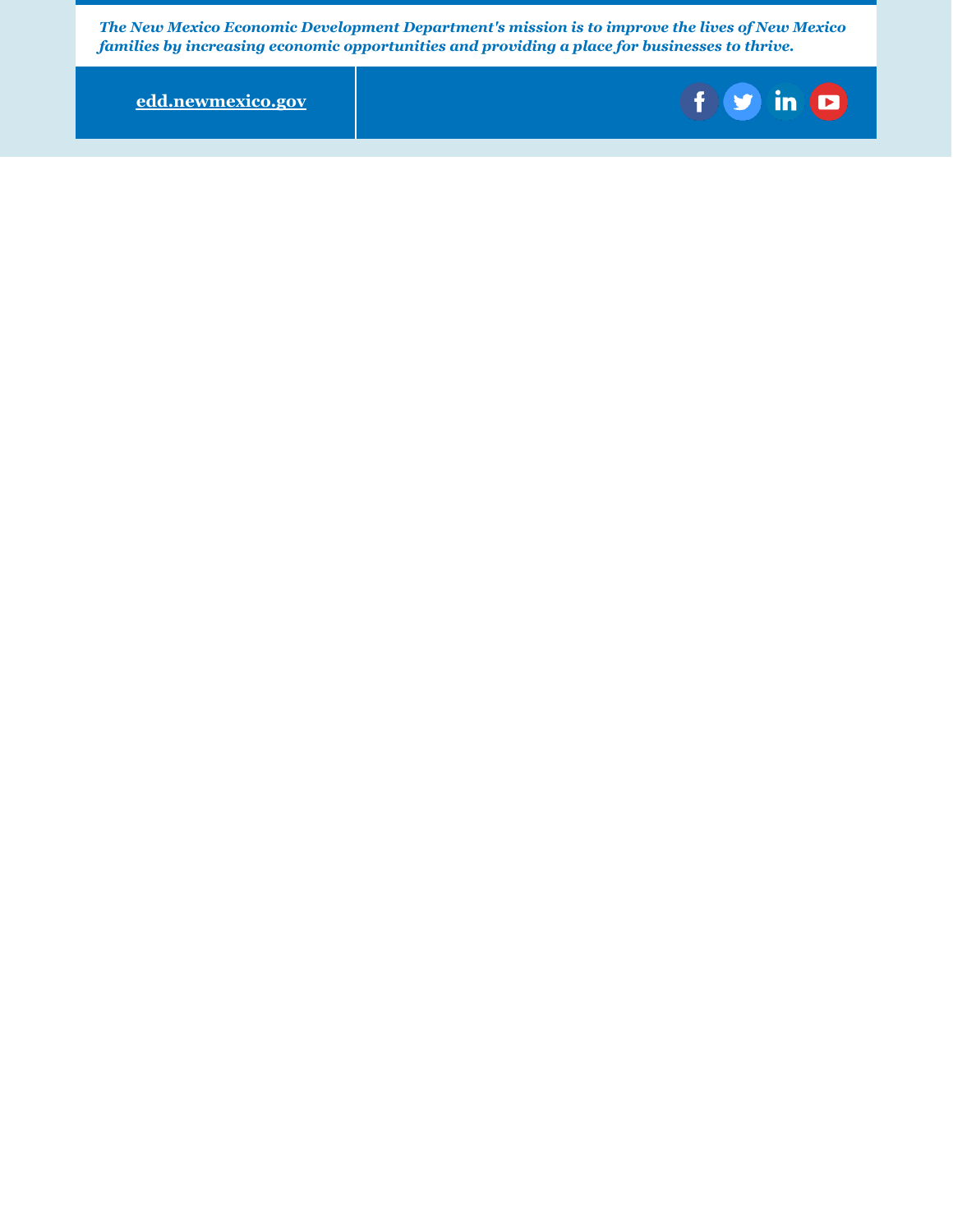*The New Mexico Economic Development Department's mission is to improve the lives of New Mexico families by increasing economic opportunities and providing a place for businesses to thrive.*

**edd.newmexico.gov**